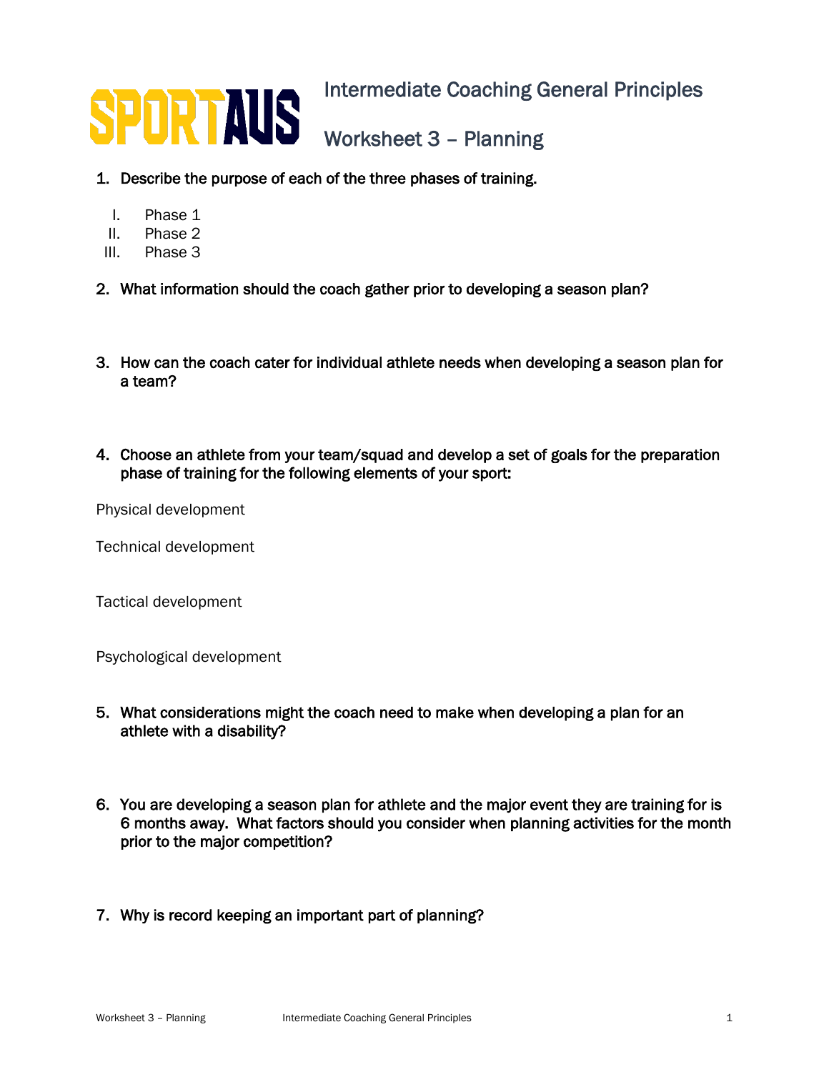SPORTAUS

# Intermediate Coaching General Principles

## Worksheet 3 – Planning

1. **Describe the purpose of each of the three phases of training.**

   I. Phase 1
   II. Phase 2
   III. Phase 3

2. **What information should the coach gather prior to developing a season plan?**

3. **How can the coach cater for individual athlete needs when developing a season plan for a team?**

4. **Choose an athlete from your team/squad and develop a set of goals for the preparation phase of training for the following elements of your sport:**

Physical development

Technical development

Tactical development

Psychological development

5. **What considerations might the coach need to make when developing a plan for an athlete with a disability?**

6. **You are developing a season plan for athlete and the major event they are training for is 6 months away. What factors should you consider when planning activities for the month prior to the major competition?**

7. **Why is record keeping an important part of planning?**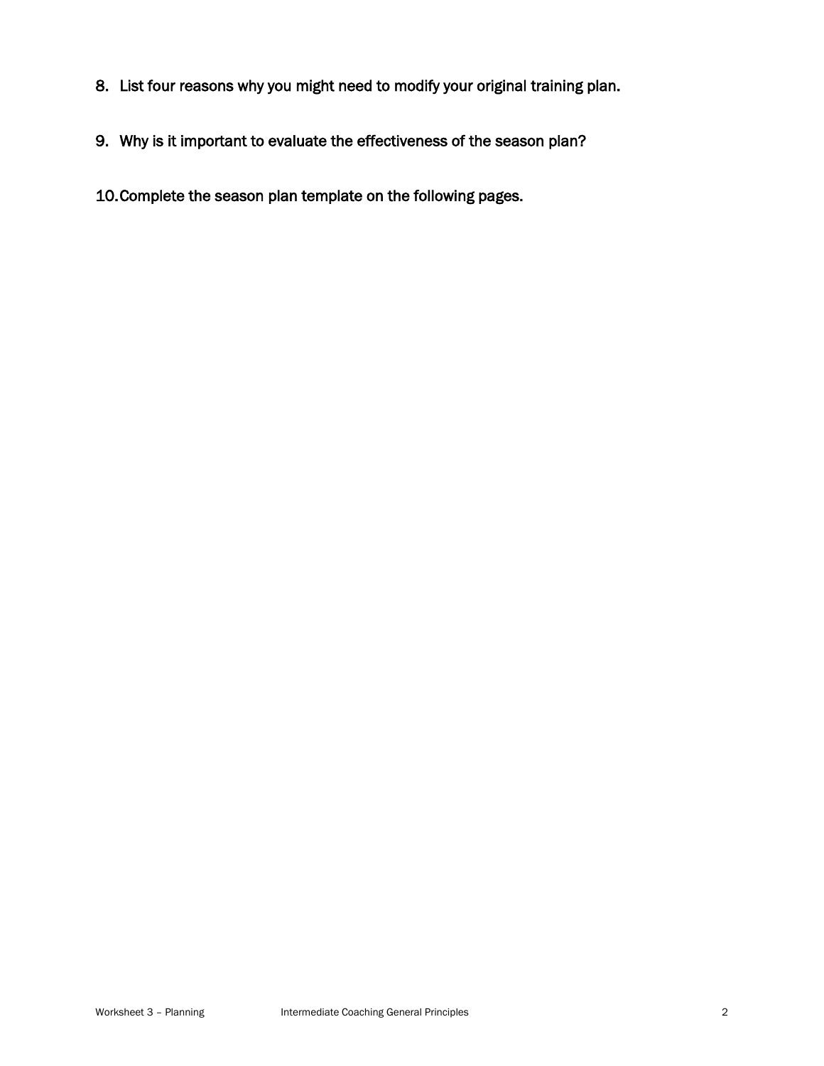8. List four reasons why you might need to modify your original training plan.

9. Why is it important to evaluate the effectiveness of the season plan?

10. Complete the season plan template on the following pages.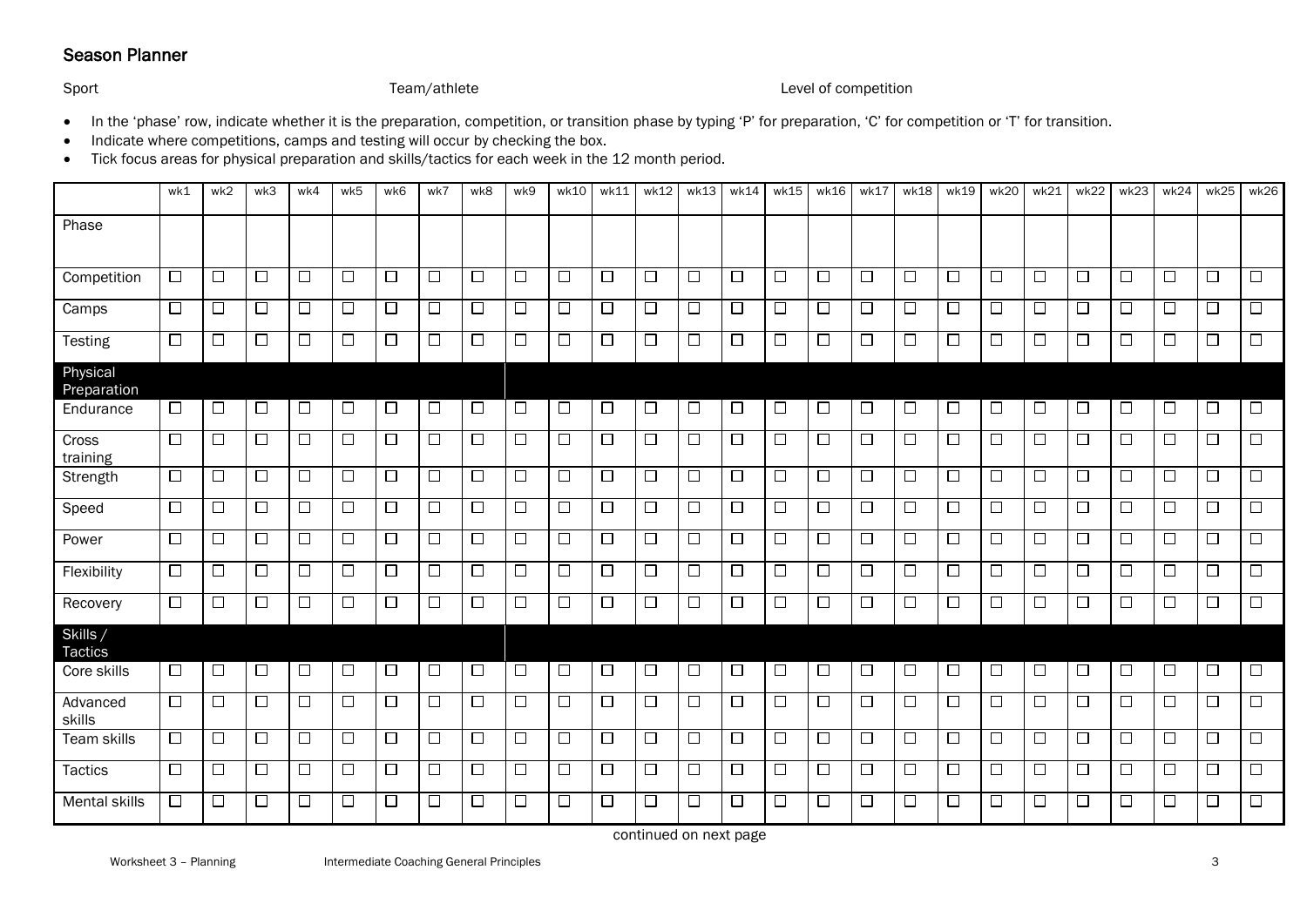## Season Planner

Sport Team/athlete Level of competition

- In the 'phase' row, indicate whether it is the preparation, competition, or transition phase by typing 'P' for preparation, 'C' for competition or 'T' for transition.
- Indicate where competitions, camps and testing will occur by checking the box.
- Tick focus areas for physical preparation and skills/tactics for each week in the 12 month period.

| | wk1 | wk2 | wk3 | wk4 | wk5 | wk6 | wk7 | wk8 | wk9 | wk10 | wk11 | wk12 | wk13 | wk14 | wk15 | wk16 | wk17 | wk18 | wk19 | wk20 | wk21 | wk22 | wk23 | wk24 | wk25 | wk26 |
|---|---|---|---|---|---|---|---|---|---|---|---|---|---|---|---|---|---|---|---|---|---|---|---|---|---|---|
| Phase | | | | | | | | | | | | | | | | | | | | | | | | | | |
| Competition | ☐ | ☐ | ☐ | ☐ | ☐ | ☐ | ☐ | ☐ | ☐ | ☐ | ☐ | ☐ | ☐ | ☐ | ☐ | ☐ | ☐ | ☐ | ☐ | ☐ | ☐ | ☐ | ☐ | ☐ | ☐ | ☐ |
| Camps | ☐ | ☐ | ☐ | ☐ | ☐ | ☐ | ☐ | ☐ | ☐ | ☐ | ☐ | ☐ | ☐ | ☐ | ☐ | ☐ | ☐ | ☐ | ☐ | ☐ | ☐ | ☐ | ☐ | ☐ | ☐ | ☐ |
| Testing | ☐ | ☐ | ☐ | ☐ | ☐ | ☐ | ☐ | ☐ | ☐ | ☐ | ☐ | ☐ | ☐ | ☐ | ☐ | ☐ | ☐ | ☐ | ☐ | ☐ | ☐ | ☐ | ☐ | ☐ | ☐ | ☐ |
| **Physical Preparation** | | | | | | | | | | | | | | | | | | | | | | | | | | |
| Endurance | ☐ | ☐ | ☐ | ☐ | ☐ | ☐ | ☐ | ☐ | ☐ | ☐ | ☐ | ☐ | ☐ | ☐ | ☐ | ☐ | ☐ | ☐ | ☐ | ☐ | ☐ | ☐ | ☐ | ☐ | ☐ | ☐ |
| Cross training | ☐ | ☐ | ☐ | ☐ | ☐ | ☐ | ☐ | ☐ | ☐ | ☐ | ☐ | ☐ | ☐ | ☐ | ☐ | ☐ | ☐ | ☐ | ☐ | ☐ | ☐ | ☐ | ☐ | ☐ | ☐ | ☐ |
| Strength | ☐ | ☐ | ☐ | ☐ | ☐ | ☐ | ☐ | ☐ | ☐ | ☐ | ☐ | ☐ | ☐ | ☐ | ☐ | ☐ | ☐ | ☐ | ☐ | ☐ | ☐ | ☐ | ☐ | ☐ | ☐ | ☐ |
| Speed | ☐ | ☐ | ☐ | ☐ | ☐ | ☐ | ☐ | ☐ | ☐ | ☐ | ☐ | ☐ | ☐ | ☐ | ☐ | ☐ | ☐ | ☐ | ☐ | ☐ | ☐ | ☐ | ☐ | ☐ | ☐ | ☐ |
| Power | ☐ | ☐ | ☐ | ☐ | ☐ | ☐ | ☐ | ☐ | ☐ | ☐ | ☐ | ☐ | ☐ | ☐ | ☐ | ☐ | ☐ | ☐ | ☐ | ☐ | ☐ | ☐ | ☐ | ☐ | ☐ | ☐ |
| Flexibility | ☐ | ☐ | ☐ | ☐ | ☐ | ☐ | ☐ | ☐ | ☐ | ☐ | ☐ | ☐ | ☐ | ☐ | ☐ | ☐ | ☐ | ☐ | ☐ | ☐ | ☐ | ☐ | ☐ | ☐ | ☐ | ☐ |
| Recovery | ☐ | ☐ | ☐ | ☐ | ☐ | ☐ | ☐ | ☐ | ☐ | ☐ | ☐ | ☐ | ☐ | ☐ | ☐ | ☐ | ☐ | ☐ | ☐ | ☐ | ☐ | ☐ | ☐ | ☐ | ☐ | ☐ |
| **Skills / Tactics** | | | | | | | | | | | | | | | | | | | | | | | | | | |
| Core skills | ☐ | ☐ | ☐ | ☐ | ☐ | ☐ | ☐ | ☐ | ☐ | ☐ | ☐ | ☐ | ☐ | ☐ | ☐ | ☐ | ☐ | ☐ | ☐ | ☐ | ☐ | ☐ | ☐ | ☐ | ☐ | ☐ |
| Advanced skills | ☐ | ☐ | ☐ | ☐ | ☐ | ☐ | ☐ | ☐ | ☐ | ☐ | ☐ | ☐ | ☐ | ☐ | ☐ | ☐ | ☐ | ☐ | ☐ | ☐ | ☐ | ☐ | ☐ | ☐ | ☐ | ☐ |
| Team skills | ☐ | ☐ | ☐ | ☐ | ☐ | ☐ | ☐ | ☐ | ☐ | ☐ | ☐ | ☐ | ☐ | ☐ | ☐ | ☐ | ☐ | ☐ | ☐ | ☐ | ☐ | ☐ | ☐ | ☐ | ☐ | ☐ |
| Tactics | ☐ | ☐ | ☐ | ☐ | ☐ | ☐ | ☐ | ☐ | ☐ | ☐ | ☐ | ☐ | ☐ | ☐ | ☐ | ☐ | ☐ | ☐ | ☐ | ☐ | ☐ | ☐ | ☐ | ☐ | ☐ | ☐ |
| Mental skills | ☐ | ☐ | ☐ | ☐ | ☐ | ☐ | ☐ | ☐ | ☐ | ☐ | ☐ | ☐ | ☐ | ☐ | ☐ | ☐ | ☐ | ☐ | ☐ | ☐ | ☐ | ☐ | ☐ | ☐ | ☐ | ☐ |

continued on next page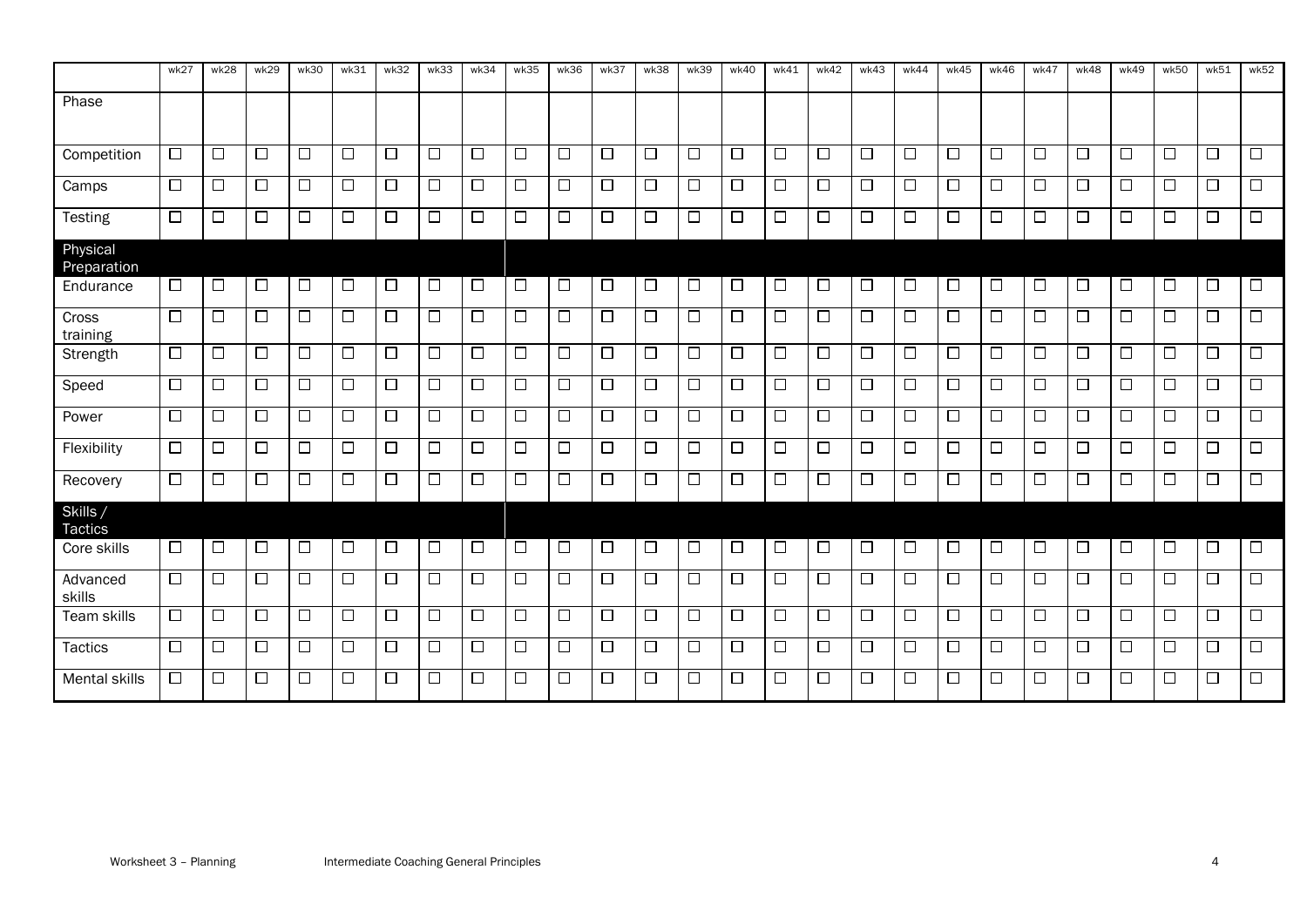| | wk27 | wk28 | wk29 | wk30 | wk31 | wk32 | wk33 | wk34 | wk35 | wk36 | wk37 | wk38 | wk39 | wk40 | wk41 | wk42 | wk43 | wk44 | wk45 | wk46 | wk47 | wk48 | wk49 | wk50 | wk51 | wk52 |
|---|---|---|---|---|---|---|---|---|---|---|---|---|---|---|---|---|---|---|---|---|---|---|---|---|---|---|
| Phase | | | | | | | | | | | | | | | | | | | | | | | | | | |
| Competition | ☐ | ☐ | ☐ | ☐ | ☐ | ☐ | ☐ | ☐ | ☐ | ☐ | ☐ | ☐ | ☐ | ☐ | ☐ | ☐ | ☐ | ☐ | ☐ | ☐ | ☐ | ☐ | ☐ | ☐ | ☐ | ☐ |
| Camps | ☐ | ☐ | ☐ | ☐ | ☐ | ☐ | ☐ | ☐ | ☐ | ☐ | ☐ | ☐ | ☐ | ☐ | ☐ | ☐ | ☐ | ☐ | ☐ | ☐ | ☐ | ☐ | ☐ | ☐ | ☐ | ☐ |
| Testing | ☐ | ☐ | ☐ | ☐ | ☐ | ☐ | ☐ | ☐ | ☐ | ☐ | ☐ | ☐ | ☐ | ☐ | ☐ | ☐ | ☐ | ☐ | ☐ | ☐ | ☐ | ☐ | ☐ | ☐ | ☐ | ☐ |
| **Physical Preparation** | | | | | | | | | | | | | | | | | | | | | | | | | | |
| Endurance | ☐ | ☐ | ☐ | ☐ | ☐ | ☐ | ☐ | ☐ | ☐ | ☐ | ☐ | ☐ | ☐ | ☐ | ☐ | ☐ | ☐ | ☐ | ☐ | ☐ | ☐ | ☐ | ☐ | ☐ | ☐ | ☐ |
| Cross training | ☐ | ☐ | ☐ | ☐ | ☐ | ☐ | ☐ | ☐ | ☐ | ☐ | ☐ | ☐ | ☐ | ☐ | ☐ | ☐ | ☐ | ☐ | ☐ | ☐ | ☐ | ☐ | ☐ | ☐ | ☐ | ☐ |
| Strength | ☐ | ☐ | ☐ | ☐ | ☐ | ☐ | ☐ | ☐ | ☐ | ☐ | ☐ | ☐ | ☐ | ☐ | ☐ | ☐ | ☐ | ☐ | ☐ | ☐ | ☐ | ☐ | ☐ | ☐ | ☐ | ☐ |
| Speed | ☐ | ☐ | ☐ | ☐ | ☐ | ☐ | ☐ | ☐ | ☐ | ☐ | ☐ | ☐ | ☐ | ☐ | ☐ | ☐ | ☐ | ☐ | ☐ | ☐ | ☐ | ☐ | ☐ | ☐ | ☐ | ☐ |
| Power | ☐ | ☐ | ☐ | ☐ | ☐ | ☐ | ☐ | ☐ | ☐ | ☐ | ☐ | ☐ | ☐ | ☐ | ☐ | ☐ | ☐ | ☐ | ☐ | ☐ | ☐ | ☐ | ☐ | ☐ | ☐ | ☐ |
| Flexibility | ☐ | ☐ | ☐ | ☐ | ☐ | ☐ | ☐ | ☐ | ☐ | ☐ | ☐ | ☐ | ☐ | ☐ | ☐ | ☐ | ☐ | ☐ | ☐ | ☐ | ☐ | ☐ | ☐ | ☐ | ☐ | ☐ |
| Recovery | ☐ | ☐ | ☐ | ☐ | ☐ | ☐ | ☐ | ☐ | ☐ | ☐ | ☐ | ☐ | ☐ | ☐ | ☐ | ☐ | ☐ | ☐ | ☐ | ☐ | ☐ | ☐ | ☐ | ☐ | ☐ | ☐ |
| **Skills / Tactics** | | | | | | | | | | | | | | | | | | | | | | | | | | |
| Core skills | ☐ | ☐ | ☐ | ☐ | ☐ | ☐ | ☐ | ☐ | ☐ | ☐ | ☐ | ☐ | ☐ | ☐ | ☐ | ☐ | ☐ | ☐ | ☐ | ☐ | ☐ | ☐ | ☐ | ☐ | ☐ | ☐ |
| Advanced skills | ☐ | ☐ | ☐ | ☐ | ☐ | ☐ | ☐ | ☐ | ☐ | ☐ | ☐ | ☐ | ☐ | ☐ | ☐ | ☐ | ☐ | ☐ | ☐ | ☐ | ☐ | ☐ | ☐ | ☐ | ☐ | ☐ |
| Team skills | ☐ | ☐ | ☐ | ☐ | ☐ | ☐ | ☐ | ☐ | ☐ | ☐ | ☐ | ☐ | ☐ | ☐ | ☐ | ☐ | ☐ | ☐ | ☐ | ☐ | ☐ | ☐ | ☐ | ☐ | ☐ | ☐ |
| Tactics | ☐ | ☐ | ☐ | ☐ | ☐ | ☐ | ☐ | ☐ | ☐ | ☐ | ☐ | ☐ | ☐ | ☐ | ☐ | ☐ | ☐ | ☐ | ☐ | ☐ | ☐ | ☐ | ☐ | ☐ | ☐ | ☐ |
| Mental skills | ☐ | ☐ | ☐ | ☐ | ☐ | ☐ | ☐ | ☐ | ☐ | ☐ | ☐ | ☐ | ☐ | ☐ | ☐ | ☐ | ☐ | ☐ | ☐ | ☐ | ☐ | ☐ | ☐ | ☐ | ☐ | ☐ |